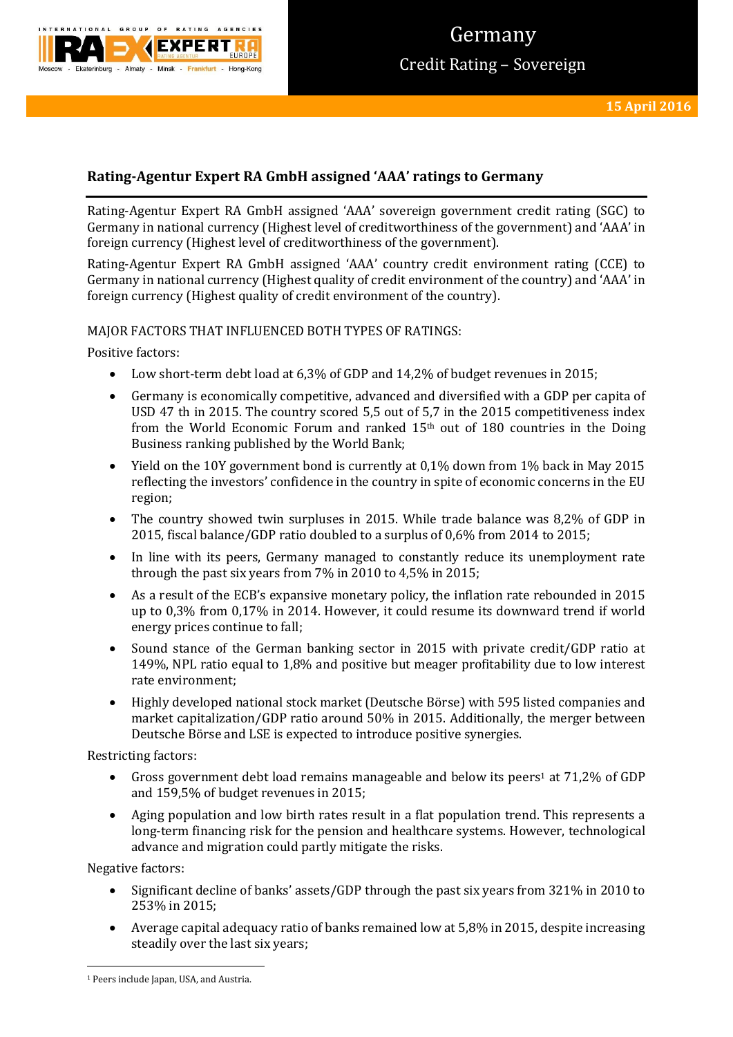# Germany

## Credit Rating – Sovereign

15 April 2016

### Rating-Agentur Expert RA GmbH assigned 'AAA' ratings to Germany

Rating-Agentur Expert RA GmbH assigned 'AAA' sovereign government credit rating (SGC) to Germany in national currency (Highest level of creditworthiness of the government) and 'AAA' in foreign currency (Highest level of creditworthiness of the government).

Rating-Agentur Expert RA GmbH assigned 'AAA' country credit environment rating (CCE) to Germany in national currency (Highest quality of credit environment of the country) and 'AAA' in foreign currency (Highest quality of credit environment of the country).

MAJOR FACTORS THAT INFLUENCED BOTH TYPES OF RATINGS:

Positive factors:

- Low short-term debt load at 6,3% of GDP and 14,2% of budget revenues in 2015;
- Germany is economically competitive, advanced and diversified with a GDP per capita of USD 47 th in 2015. The country scored 5,5 out of 5,7 in the 2015 competitiveness index from the World Economic Forum and ranked 15th out of 180 countries in the Doing Business ranking published by the World Bank;
- Yield on the 10Y government bond is currently at 0,1% down from 1% back in May 2015 reflecting the investors' confidence in the country in spite of economic concerns in the EU region;
- The country showed twin surpluses in 2015. While trade balance was 8,2% of GDP in 2015, fiscal balance/GDP ratio doubled to a surplus of 0,6% from 2014 to 2015;
- In line with its peers, Germany managed to constantly reduce its unemployment rate through the past six years from 7% in 2010 to 4,5% in 2015;
- As a result of the ECB's expansive monetary policy, the inflation rate rebounded in 2015 up to 0,3% from 0,17% in 2014. However, it could resume its downward trend if world energy prices continue to fall;
- Sound stance of the German banking sector in 2015 with private credit/GDP ratio at 149%, NPL ratio equal to 1,8% and positive but meager profitability due to low interest rate environment;
- Highly developed national stock market (Deutsche Börse) with 595 listed companies and market capitalization/GDP ratio around 50% in 2015. Additionally, the merger between Deutsche Börse and LSE is expected to introduce positive synergies.

Restricting factors:

- Gross government debt load remains manageable and below its peers[1] at 71,2% of GDP and 159,5% of budget revenues in 2015;
- Aging population and low birth rates result in a flat population trend. This represents a long-term financing risk for the pension and healthcare systems. However, technological advance and migration could partly mitigate the risks.

Negative factors:

- Significant decline of banks' assets/GDP through the past six years from 321% in 2010 to 253% in 2015;
- Average capital adequacy ratio of banks remained low at 5,8% in 2015, despite increasing steadily over the last six years;

[1] Peers include Japan, USA, and Austria.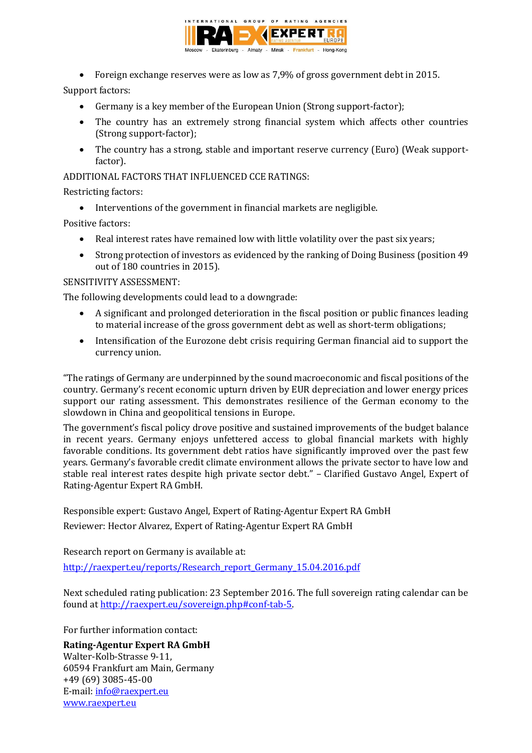- Foreign exchange reserves were as low as 7,9% of gross government debt in 2015.

Support factors:

- Germany is a key member of the European Union (Strong support-factor);
- The country has an extremely strong financial system which affects other countries (Strong support-factor);
- The country has a strong, stable and important reserve currency (Euro) (Weak support-factor).

ADDITIONAL FACTORS THAT INFLUENCED CCE RATINGS:

Restricting factors:

- Interventions of the government in financial markets are negligible.

Positive factors:

- Real interest rates have remained low with little volatility over the past six years;
- Strong protection of investors as evidenced by the ranking of Doing Business (position 49 out of 180 countries in 2015).

SENSITIVITY ASSESSMENT:

The following developments could lead to a downgrade:

- A significant and prolonged deterioration in the fiscal position or public finances leading to material increase of the gross government debt as well as short-term obligations;
- Intensification of the Eurozone debt crisis requiring German financial aid to support the currency union.

“The ratings of Germany are underpinned by the sound macroeconomic and fiscal positions of the country. Germany’s recent economic upturn driven by EUR depreciation and lower energy prices support our rating assessment. This demonstrates resilience of the German economy to the slowdown in China and geopolitical tensions in Europe.

The government’s fiscal policy drove positive and sustained improvements of the budget balance in recent years. Germany enjoys unfettered access to global financial markets with highly favorable conditions. Its government debt ratios have significantly improved over the past few years. Germany’s favorable credit climate environment allows the private sector to have low and stable real interest rates despite high private sector debt.” – Clarified Gustavo Angel, Expert of Rating-Agentur Expert RA GmbH.

Responsible expert: Gustavo Angel, Expert of Rating-Agentur Expert RA GmbH

Reviewer: Hector Alvarez, Expert of Rating-Agentur Expert RA GmbH

Research report on Germany is available at:

http://raexpert.eu/reports/Research_report_Germany_15.04.2016.pdf

Next scheduled rating publication: 23 September 2016. The full sovereign rating calendar can be found at http://raexpert.eu/sovereign.php#conf-tab-5.

For further information contact:

**Rating-Agentur Expert RA GmbH**
Walter-Kolb-Strasse 9-11,
60594 Frankfurt am Main, Germany
+49 (69) 3085-45-00
E-mail: info@raexpert.eu
www.raexpert.eu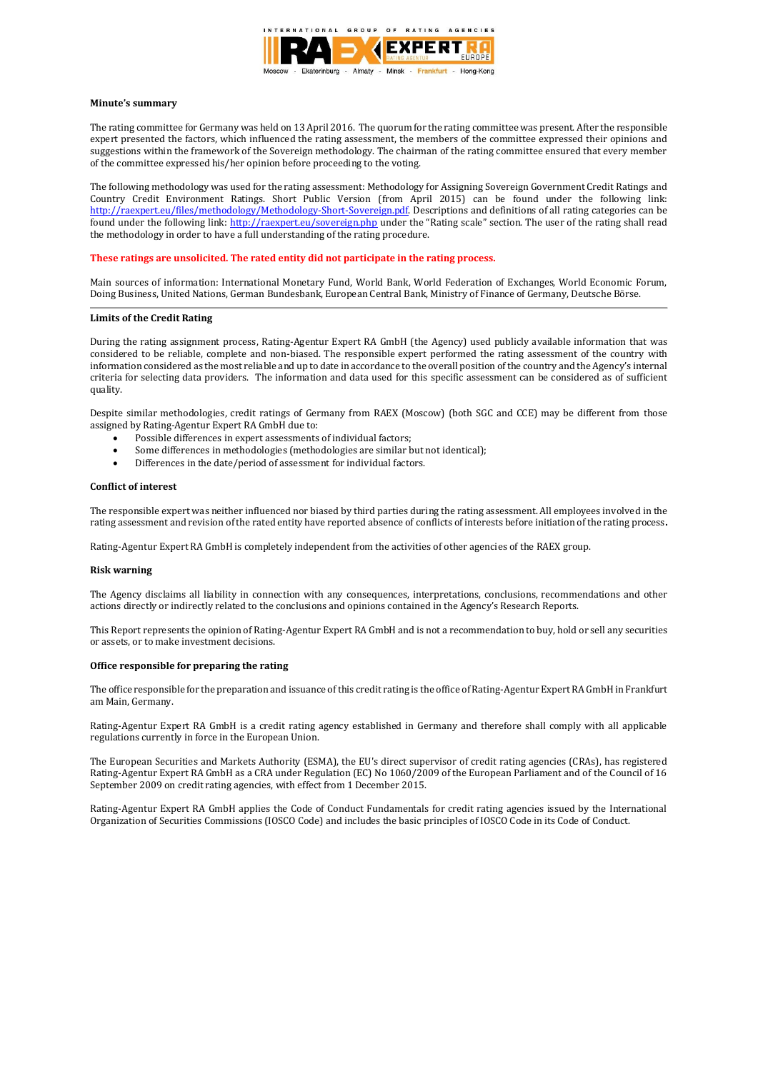**Minute's summary**

The rating committee for Germany was held on 13 April 2016. The quorum for the rating committee was present. After the responsible expert presented the factors, which influenced the rating assessment, the members of the committee expressed their opinions and suggestions within the framework of the Sovereign methodology. The chairman of the rating committee ensured that every member of the committee expressed his/her opinion before proceeding to the voting.

The following methodology was used for the rating assessment: Methodology for Assigning Sovereign Government Credit Ratings and Country Credit Environment Ratings. Short Public Version (from April 2015) can be found under the following link: [http://raexpert.eu/files/methodology/Methodology-Short-Sovereign.pdf](http://raexpert.eu/files/methodology/Methodology-Short-Sovereign.pdf). Descriptions and definitions of all rating categories can be found under the following link: [http://raexpert.eu/sovereign.php](http://raexpert.eu/sovereign.php) under the "Rating scale" section. The user of the rating shall read the methodology in order to have a full understanding of the rating procedure.

**These ratings are unsolicited. The rated entity did not participate in the rating process.**

Main sources of information: International Monetary Fund, World Bank, World Federation of Exchanges, World Economic Forum, Doing Business, United Nations, German Bundesbank, European Central Bank, Ministry of Finance of Germany, Deutsche Börse.

---

**Limits of the Credit Rating**

During the rating assignment process, Rating-Agentur Expert RA GmbH (the Agency) used publicly available information that was considered to be reliable, complete and non-biased. The responsible expert performed the rating assessment of the country with information considered as the most reliable and up to date in accordance to the overall position of the country and the Agency's internal criteria for selecting data providers. The information and data used for this specific assessment can be considered as of sufficient quality.

Despite similar methodologies, credit ratings of Germany from RAEX (Moscow) (both SGC and CCE) may be different from those assigned by Rating-Agentur Expert RA GmbH due to:

- Possible differences in expert assessments of individual factors;
- Some differences in methodologies (methodologies are similar but not identical);
- Differences in the date/period of assessment for individual factors.

**Conflict of interest**

The responsible expert was neither influenced nor biased by third parties during the rating assessment. All employees involved in the rating assessment and revision of the rated entity have reported absence of conflicts of interests before initiation of the rating process.

Rating-Agentur Expert RA GmbH is completely independent from the activities of other agencies of the RAEX group.

**Risk warning**

The Agency disclaims all liability in connection with any consequences, interpretations, conclusions, recommendations and other actions directly or indirectly related to the conclusions and opinions contained in the Agency's Research Reports.

This Report represents the opinion of Rating-Agentur Expert RA GmbH and is not a recommendation to buy, hold or sell any securities or assets, or to make investment decisions.

**Office responsible for preparing the rating**

The office responsible for the preparation and issuance of this credit rating is the office of Rating-Agentur Expert RA GmbH in Frankfurt am Main, Germany.

Rating-Agentur Expert RA GmbH is a credit rating agency established in Germany and therefore shall comply with all applicable regulations currently in force in the European Union.

The European Securities and Markets Authority (ESMA), the EU's direct supervisor of credit rating agencies (CRAs), has registered Rating-Agentur Expert RA GmbH as a CRA under Regulation (EC) No 1060/2009 of the European Parliament and of the Council of 16 September 2009 on credit rating agencies, with effect from 1 December 2015.

Rating-Agentur Expert RA GmbH applies the Code of Conduct Fundamentals for credit rating agencies issued by the International Organization of Securities Commissions (IOSCO Code) and includes the basic principles of IOSCO Code in its Code of Conduct.